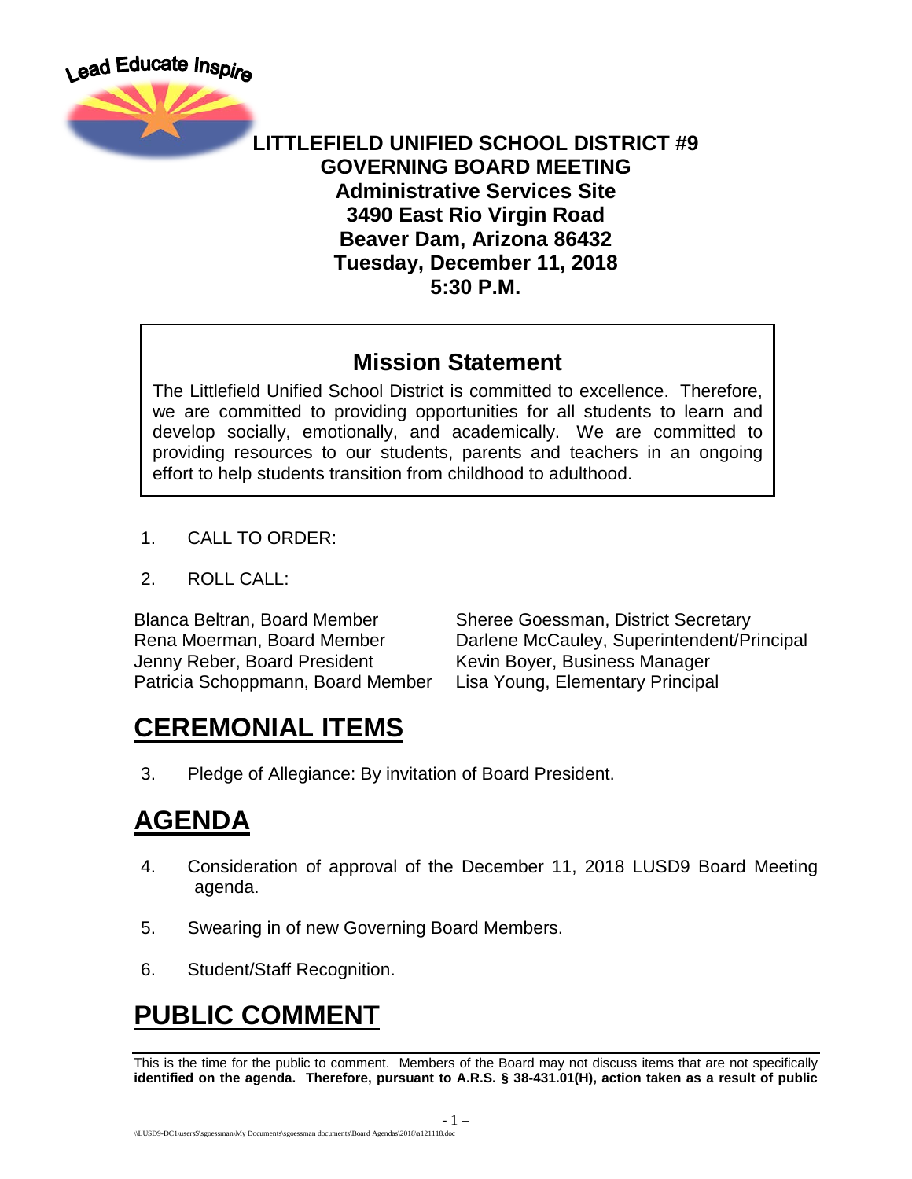Lead Educate Inspire

# LITTLEFIELD UNIFIED SCHOOL DISTRICT #9
## GOVERNING BOARD MEETING
**Administrative Services Site**
**3490 East Rio Virgin Road**
**Beaver Dam, Arizona 86432**
**Tuesday, December 11, 2018**
**5:30 P.M.**

## Mission Statement

The Littlefield Unified School District is committed to excellence. Therefore, we are committed to providing opportunities for all students to learn and develop socially, emotionally, and academically. We are committed to providing resources to our students, parents and teachers in an ongoing effort to help students transition from childhood to adulthood.

1. CALL TO ORDER:

2. ROLL CALL:

Blanca Beltran, Board Member
Rena Moerman, Board Member
Jenny Reber, Board President
Patricia Schoppmann, Board Member

Sheree Goessman, District Secretary
Darlene McCauley, Superintendent/Principal
Kevin Boyer, Business Manager
Lisa Young, Elementary Principal

# CEREMONIAL ITEMS

3. Pledge of Allegiance: By invitation of Board President.

# AGENDA

4. Consideration of approval of the December 11, 2018 LUSD9 Board Meeting agenda.

5. Swearing in of new Governing Board Members.

6. Student/Staff Recognition.

# PUBLIC COMMENT

This is the time for the public to comment. Members of the Board may not discuss items that are not specifically **identified on the agenda. Therefore, pursuant to A.R.S. § 38-431.01(H), action taken as a result of public**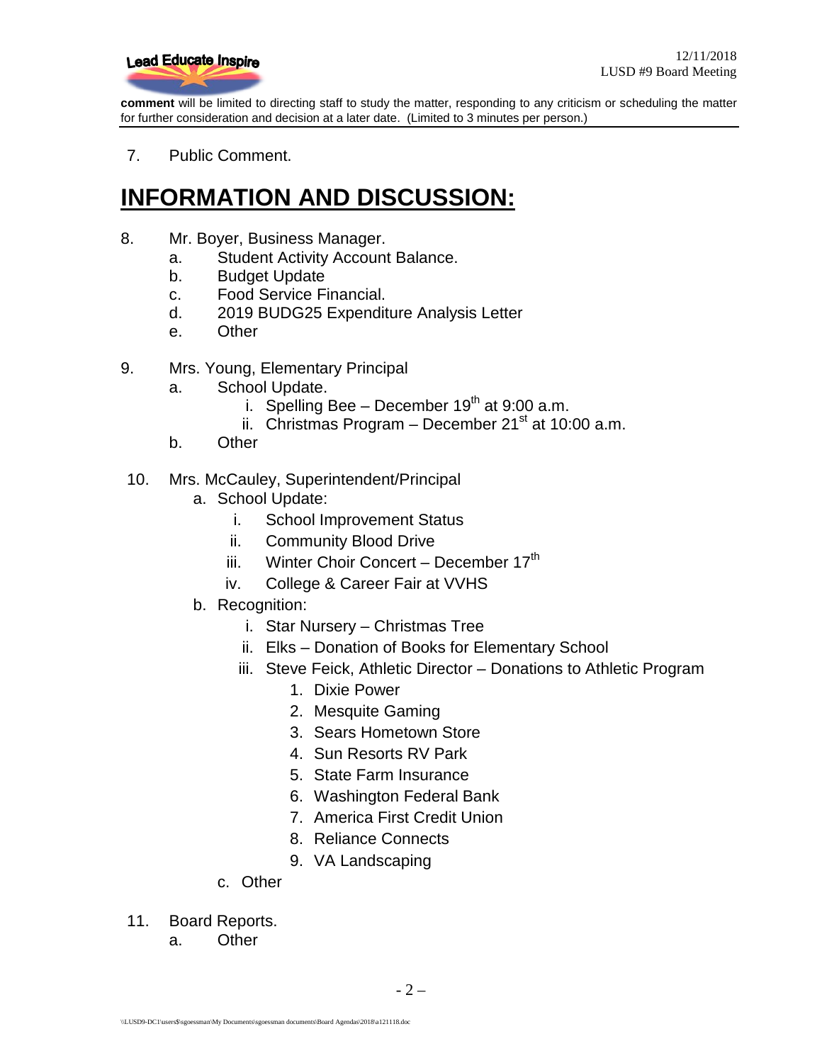**comment** will be limited to directing staff to study the matter, responding to any criticism or scheduling the matter for further consideration and decision at a later date. (Limited to 3 minutes per person.)

7. Public Comment.

# INFORMATION AND DISCUSSION:

8. Mr. Boyer, Business Manager.
   a. Student Activity Account Balance.
   b. Budget Update
   c. Food Service Financial.
   d. 2019 BUDG25 Expenditure Analysis Letter
   e. Other

9. Mrs. Young, Elementary Principal
   a. School Update.
      i. Spelling Bee – December 19th at 9:00 a.m.
      ii. Christmas Program – December 21st at 10:00 a.m.
   b. Other

10. Mrs. McCauley, Superintendent/Principal
   a. School Update:
      i. School Improvement Status
      ii. Community Blood Drive
      iii. Winter Choir Concert – December 17th
      iv. College & Career Fair at VVHS
   b. Recognition:
      i. Star Nursery – Christmas Tree
      ii. Elks – Donation of Books for Elementary School
      iii. Steve Feick, Athletic Director – Donations to Athletic Program
         1. Dixie Power
         2. Mesquite Gaming
         3. Sears Hometown Store
         4. Sun Resorts RV Park
         5. State Farm Insurance
         6. Washington Federal Bank
         7. America First Credit Union
         8. Reliance Connects
         9. VA Landscaping
   c. Other

11. Board Reports.
   a. Other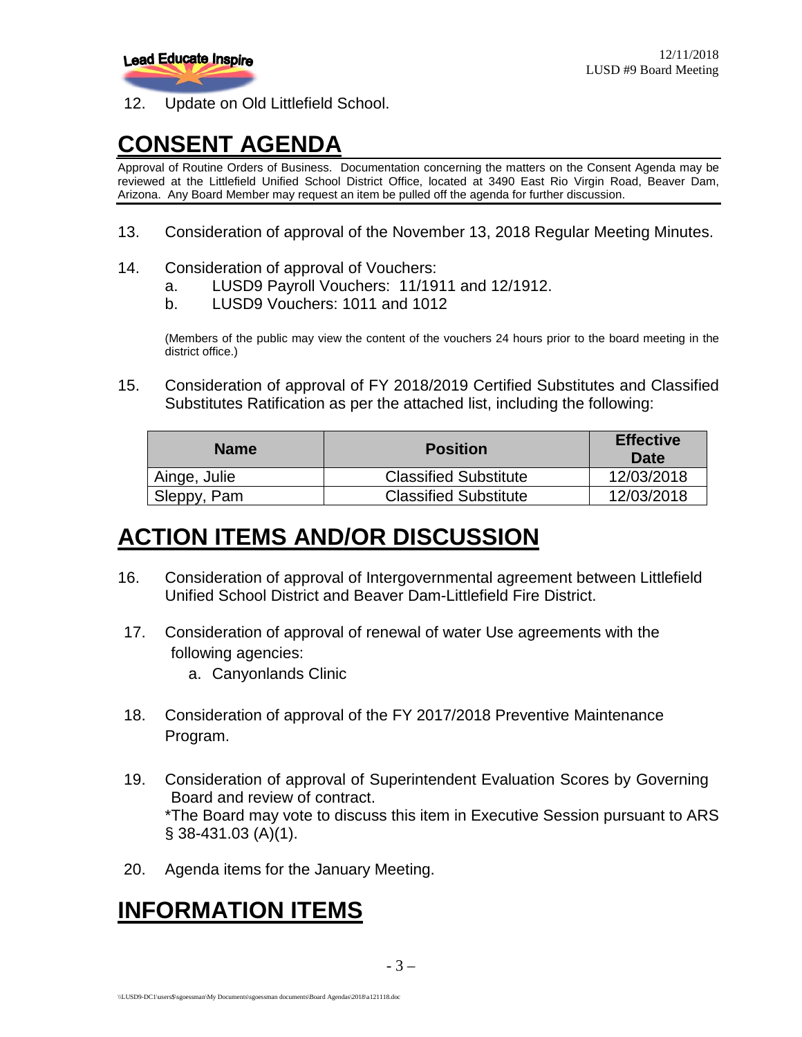12. Update on Old Littlefield School.

# CONSENT AGENDA

Approval of Routine Orders of Business. Documentation concerning the matters on the Consent Agenda may be reviewed at the Littlefield Unified School District Office, located at 3490 East Rio Virgin Road, Beaver Dam, Arizona. Any Board Member may request an item be pulled off the agenda for further discussion.

13. Consideration of approval of the November 13, 2018 Regular Meeting Minutes.

14. Consideration of approval of Vouchers:
    a. LUSD9 Payroll Vouchers: 11/1911 and 12/1912.
    b. LUSD9 Vouchers: 1011 and 1012

    (Members of the public may view the content of the vouchers 24 hours prior to the board meeting in the district office.)

15. Consideration of approval of FY 2018/2019 Certified Substitutes and Classified Substitutes Ratification as per the attached list, including the following:

| Name | Position | Effective Date |
|---|---|---|
| Ainge, Julie | Classified Substitute | 12/03/2018 |
| Sleppy, Pam | Classified Substitute | 12/03/2018 |

# ACTION ITEMS AND/OR DISCUSSION

16. Consideration of approval of Intergovernmental agreement between Littlefield Unified School District and Beaver Dam-Littlefield Fire District.

17. Consideration of approval of renewal of water Use agreements with the following agencies:
    a. Canyonlands Clinic

18. Consideration of approval of the FY 2017/2018 Preventive Maintenance Program.

19. Consideration of approval of Superintendent Evaluation Scores by Governing Board and review of contract.
    *The Board may vote to discuss this item in Executive Session pursuant to ARS § 38-431.03 (A)(1).

20. Agenda items for the January Meeting.

# INFORMATION ITEMS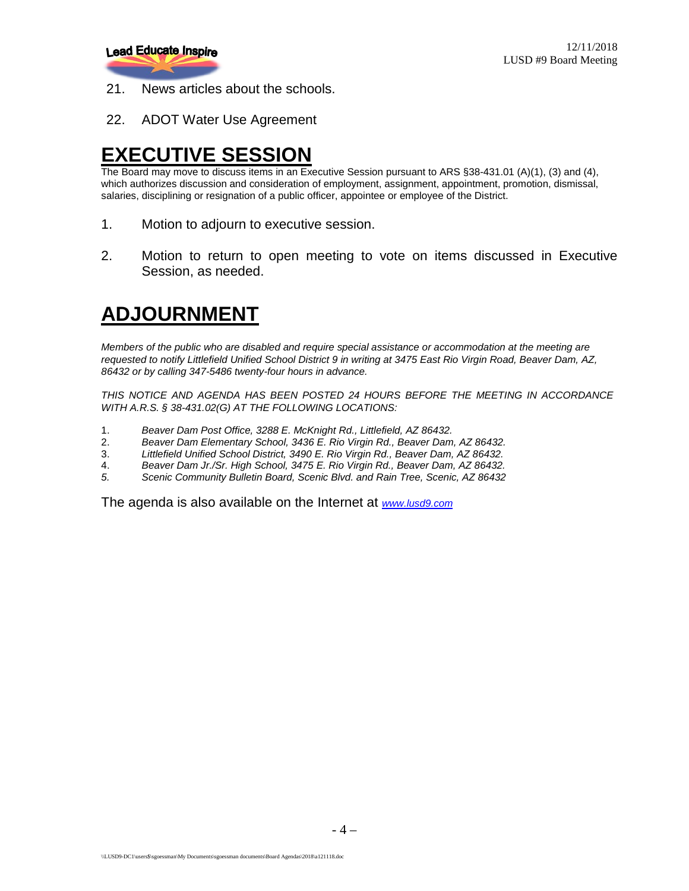21. News articles about the schools.

22. ADOT Water Use Agreement

# EXECUTIVE SESSION

The Board may move to discuss items in an Executive Session pursuant to ARS §38-431.01 (A)(1), (3) and (4), which authorizes discussion and consideration of employment, assignment, appointment, promotion, dismissal, salaries, disciplining or resignation of a public officer, appointee or employee of the District.

1. Motion to adjourn to executive session.

2. Motion to return to open meeting to vote on items discussed in Executive Session, as needed.

# ADJOURNMENT

*Members of the public who are disabled and require special assistance or accommodation at the meeting are requested to notify Littlefield Unified School District 9 in writing at 3475 East Rio Virgin Road, Beaver Dam, AZ, 86432 or by calling 347-5486 twenty-four hours in advance.*

*THIS NOTICE AND AGENDA HAS BEEN POSTED 24 HOURS BEFORE THE MEETING IN ACCORDANCE WITH A.R.S. § 38-431.02(G) AT THE FOLLOWING LOCATIONS:*

1. *Beaver Dam Post Office, 3288 E. McKnight Rd., Littlefield, AZ 86432.*
2. *Beaver Dam Elementary School, 3436 E. Rio Virgin Rd., Beaver Dam, AZ 86432.*
3. *Littlefield Unified School District, 3490 E. Rio Virgin Rd., Beaver Dam, AZ 86432.*
4. *Beaver Dam Jr./Sr. High School, 3475 E. Rio Virgin Rd., Beaver Dam, AZ 86432.*
5. *Scenic Community Bulletin Board, Scenic Blvd. and Rain Tree, Scenic, AZ 86432*

The agenda is also available on the Internet at *www.lusd9.com*